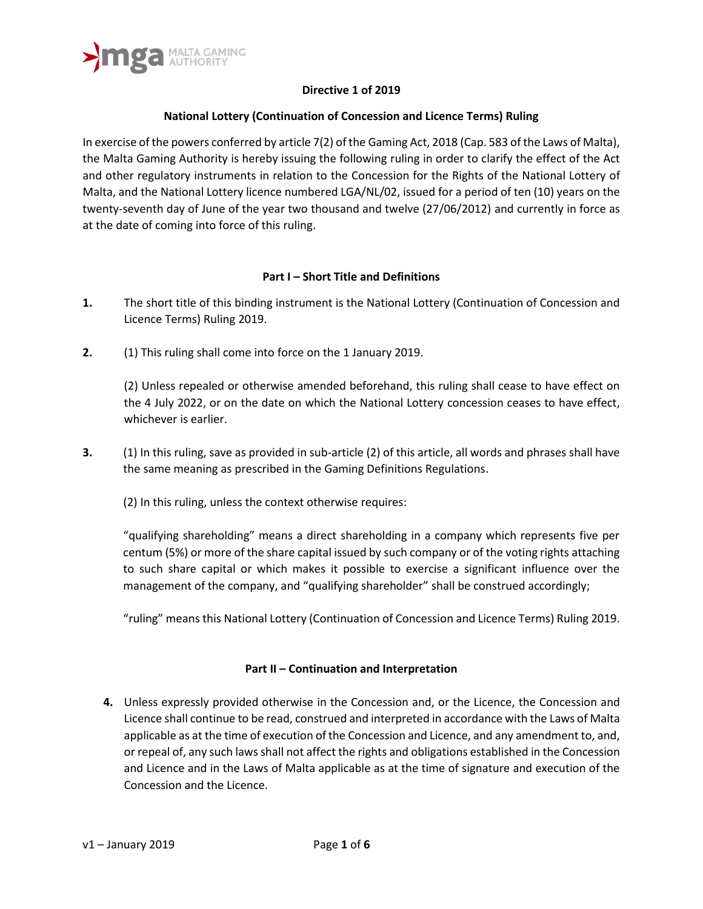# Directive 1 of 2019

## National Lottery (Continuation of Concession and Licence Terms) Ruling

In exercise of the powers conferred by article 7(2) of the Gaming Act, 2018 (Cap. 583 of the Laws of Malta), the Malta Gaming Authority is hereby issuing the following ruling in order to clarify the effect of the Act and other regulatory instruments in relation to the Concession for the Rights of the National Lottery of Malta, and the National Lottery licence numbered LGA/NL/02, issued for a period of ten (10) years on the twenty-seventh day of June of the year two thousand and twelve (27/06/2012) and currently in force as at the date of coming into force of this ruling.

### Part I – Short Title and Definitions

**1.** The short title of this binding instrument is the National Lottery (Continuation of Concession and Licence Terms) Ruling 2019.

**2.** (1) This ruling shall come into force on the 1 January 2019.

(2) Unless repealed or otherwise amended beforehand, this ruling shall cease to have effect on the 4 July 2022, or on the date on which the National Lottery concession ceases to have effect, whichever is earlier.

**3.** (1) In this ruling, save as provided in sub-article (2) of this article, all words and phrases shall have the same meaning as prescribed in the Gaming Definitions Regulations.

(2) In this ruling, unless the context otherwise requires:

"qualifying shareholding" means a direct shareholding in a company which represents five per centum (5%) or more of the share capital issued by such company or of the voting rights attaching to such share capital or which makes it possible to exercise a significant influence over the management of the company, and "qualifying shareholder" shall be construed accordingly;

"ruling" means this National Lottery (Continuation of Concession and Licence Terms) Ruling 2019.

### Part II – Continuation and Interpretation

**4.** Unless expressly provided otherwise in the Concession and, or the Licence, the Concession and Licence shall continue to be read, construed and interpreted in accordance with the Laws of Malta applicable as at the time of execution of the Concession and Licence, and any amendment to, and, or repeal of, any such laws shall not affect the rights and obligations established in the Concession and Licence and in the Laws of Malta applicable as at the time of signature and execution of the Concession and the Licence.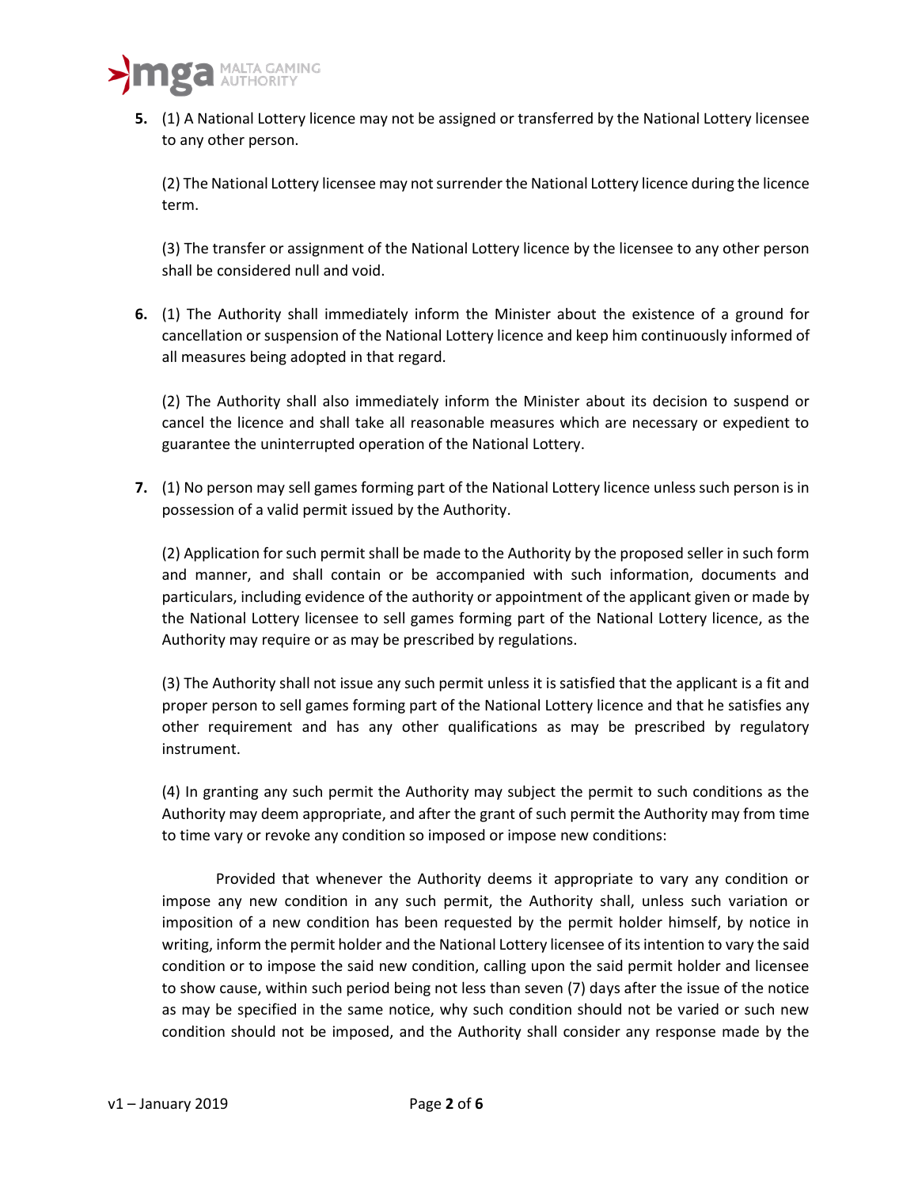**5.** (1) A National Lottery licence may not be assigned or transferred by the National Lottery licensee to any other person.

(2) The National Lottery licensee may not surrender the National Lottery licence during the licence term.

(3) The transfer or assignment of the National Lottery licence by the licensee to any other person shall be considered null and void.

**6.** (1) The Authority shall immediately inform the Minister about the existence of a ground for cancellation or suspension of the National Lottery licence and keep him continuously informed of all measures being adopted in that regard.

(2) The Authority shall also immediately inform the Minister about its decision to suspend or cancel the licence and shall take all reasonable measures which are necessary or expedient to guarantee the uninterrupted operation of the National Lottery.

**7.** (1) No person may sell games forming part of the National Lottery licence unless such person is in possession of a valid permit issued by the Authority.

(2) Application for such permit shall be made to the Authority by the proposed seller in such form and manner, and shall contain or be accompanied with such information, documents and particulars, including evidence of the authority or appointment of the applicant given or made by the National Lottery licensee to sell games forming part of the National Lottery licence, as the Authority may require or as may be prescribed by regulations.

(3) The Authority shall not issue any such permit unless it is satisfied that the applicant is a fit and proper person to sell games forming part of the National Lottery licence and that he satisfies any other requirement and has any other qualifications as may be prescribed by regulatory instrument.

(4) In granting any such permit the Authority may subject the permit to such conditions as the Authority may deem appropriate, and after the grant of such permit the Authority may from time to time vary or revoke any condition so imposed or impose new conditions:

Provided that whenever the Authority deems it appropriate to vary any condition or impose any new condition in any such permit, the Authority shall, unless such variation or imposition of a new condition has been requested by the permit holder himself, by notice in writing, inform the permit holder and the National Lottery licensee of its intention to vary the said condition or to impose the said new condition, calling upon the said permit holder and licensee to show cause, within such period being not less than seven (7) days after the issue of the notice as may be specified in the same notice, why such condition should not be varied or such new condition should not be imposed, and the Authority shall consider any response made by the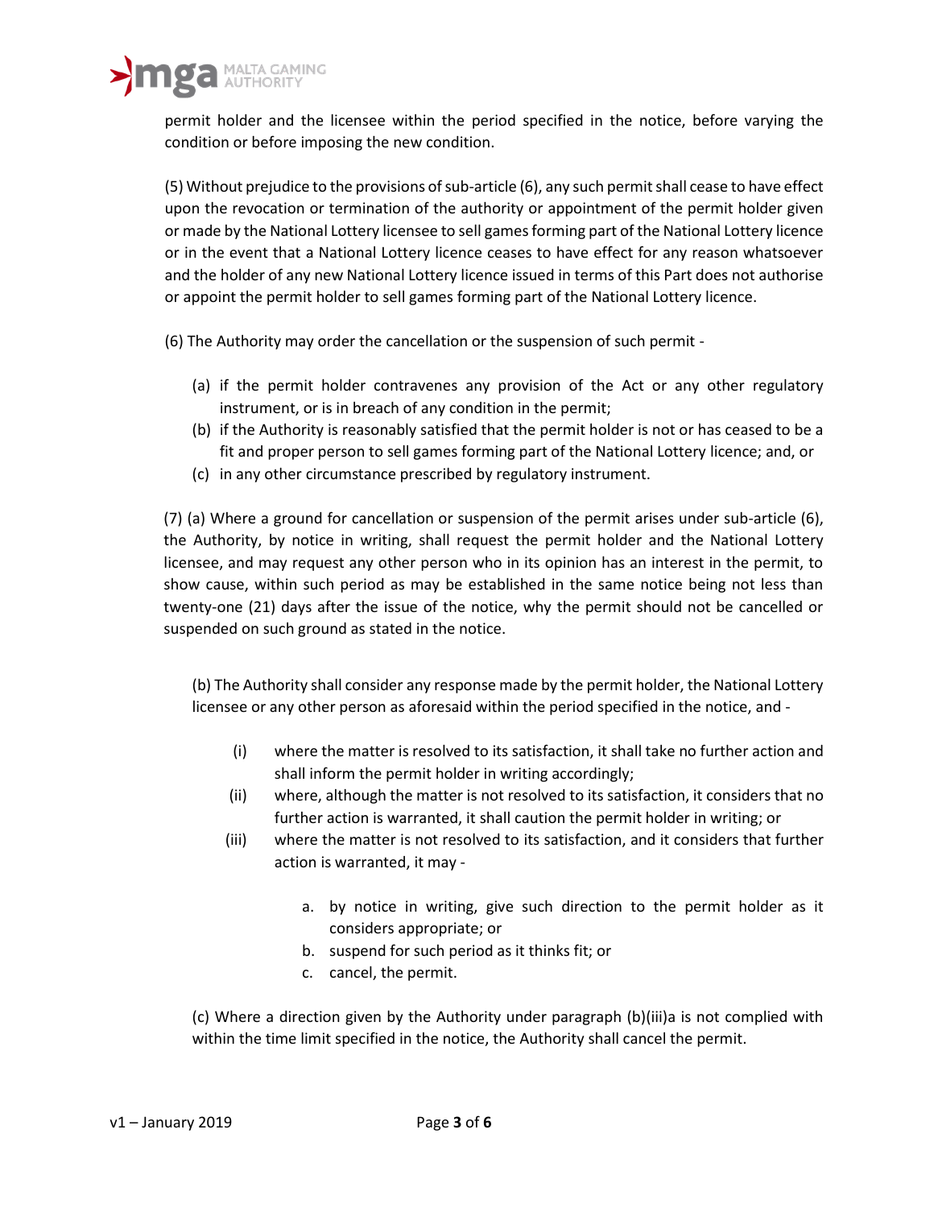permit holder and the licensee within the period specified in the notice, before varying the condition or before imposing the new condition.

(5) Without prejudice to the provisions of sub-article (6), any such permit shall cease to have effect upon the revocation or termination of the authority or appointment of the permit holder given or made by the National Lottery licensee to sell games forming part of the National Lottery licence or in the event that a National Lottery licence ceases to have effect for any reason whatsoever and the holder of any new National Lottery licence issued in terms of this Part does not authorise or appoint the permit holder to sell games forming part of the National Lottery licence.

(6) The Authority may order the cancellation or the suspension of such permit -

(a) if the permit holder contravenes any provision of the Act or any other regulatory instrument, or is in breach of any condition in the permit;
(b) if the Authority is reasonably satisfied that the permit holder is not or has ceased to be a fit and proper person to sell games forming part of the National Lottery licence; and, or
(c) in any other circumstance prescribed by regulatory instrument.

(7) (a) Where a ground for cancellation or suspension of the permit arises under sub-article (6), the Authority, by notice in writing, shall request the permit holder and the National Lottery licensee, and may request any other person who in its opinion has an interest in the permit, to show cause, within such period as may be established in the same notice being not less than twenty-one (21) days after the issue of the notice, why the permit should not be cancelled or suspended on such ground as stated in the notice.

(b) The Authority shall consider any response made by the permit holder, the National Lottery licensee or any other person as aforesaid within the period specified in the notice, and -

(i) where the matter is resolved to its satisfaction, it shall take no further action and shall inform the permit holder in writing accordingly;
(ii) where, although the matter is not resolved to its satisfaction, it considers that no further action is warranted, it shall caution the permit holder in writing; or
(iii) where the matter is not resolved to its satisfaction, and it considers that further action is warranted, it may -

a. by notice in writing, give such direction to the permit holder as it considers appropriate; or
b. suspend for such period as it thinks fit; or
c. cancel, the permit.

(c) Where a direction given by the Authority under paragraph (b)(iii)a is not complied with within the time limit specified in the notice, the Authority shall cancel the permit.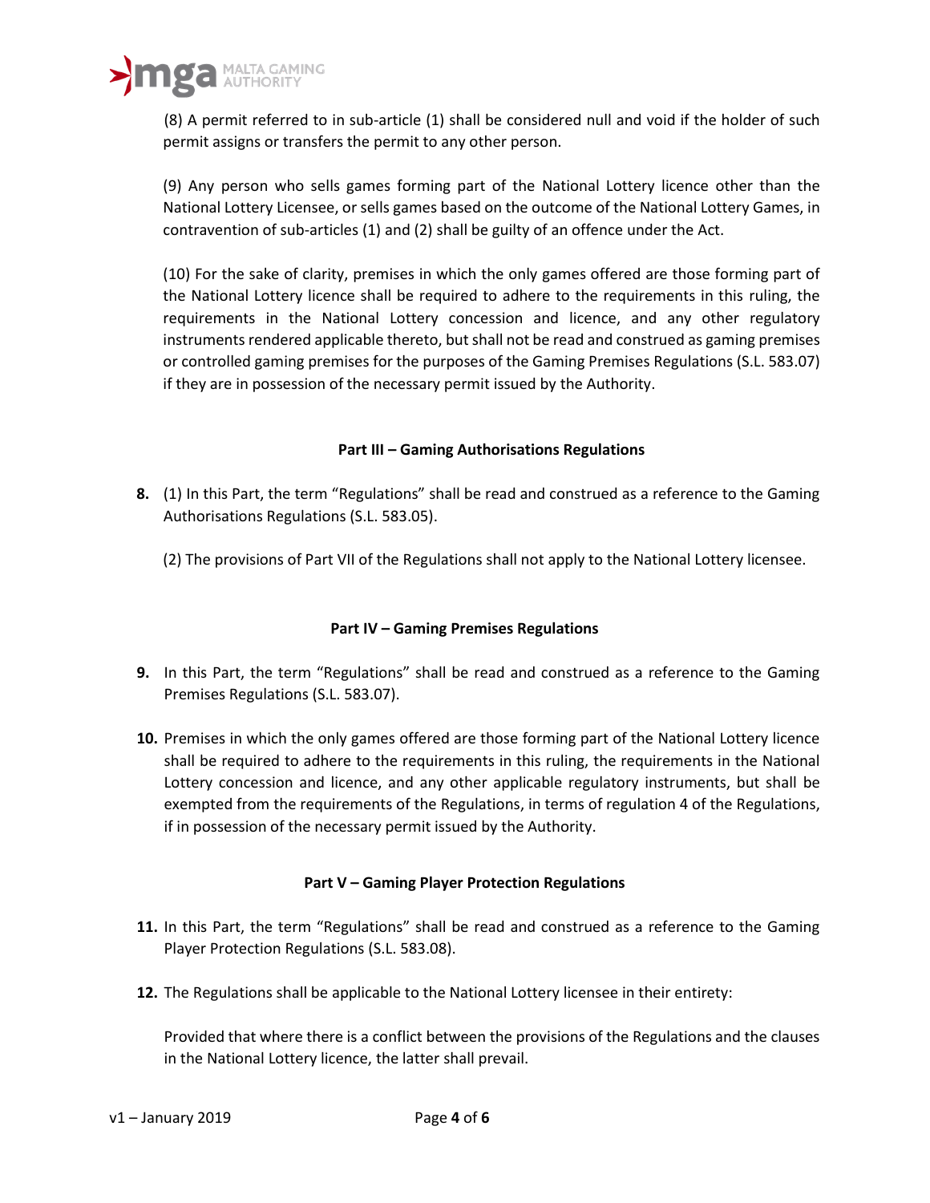(8) A permit referred to in sub-article (1) shall be considered null and void if the holder of such permit assigns or transfers the permit to any other person.

(9) Any person who sells games forming part of the National Lottery licence other than the National Lottery Licensee, or sells games based on the outcome of the National Lottery Games, in contravention of sub-articles (1) and (2) shall be guilty of an offence under the Act.

(10) For the sake of clarity, premises in which the only games offered are those forming part of the National Lottery licence shall be required to adhere to the requirements in this ruling, the requirements in the National Lottery concession and licence, and any other regulatory instruments rendered applicable thereto, but shall not be read and construed as gaming premises or controlled gaming premises for the purposes of the Gaming Premises Regulations (S.L. 583.07) if they are in possession of the necessary permit issued by the Authority.

**Part III – Gaming Authorisations Regulations**

**8.** (1) In this Part, the term "Regulations" shall be read and construed as a reference to the Gaming Authorisations Regulations (S.L. 583.05).

(2) The provisions of Part VII of the Regulations shall not apply to the National Lottery licensee.

**Part IV – Gaming Premises Regulations**

**9.** In this Part, the term "Regulations" shall be read and construed as a reference to the Gaming Premises Regulations (S.L. 583.07).

**10.** Premises in which the only games offered are those forming part of the National Lottery licence shall be required to adhere to the requirements in this ruling, the requirements in the National Lottery concession and licence, and any other applicable regulatory instruments, but shall be exempted from the requirements of the Regulations, in terms of regulation 4 of the Regulations, if in possession of the necessary permit issued by the Authority.

**Part V – Gaming Player Protection Regulations**

**11.** In this Part, the term "Regulations" shall be read and construed as a reference to the Gaming Player Protection Regulations (S.L. 583.08).

**12.** The Regulations shall be applicable to the National Lottery licensee in their entirety:

Provided that where there is a conflict between the provisions of the Regulations and the clauses in the National Lottery licence, the latter shall prevail.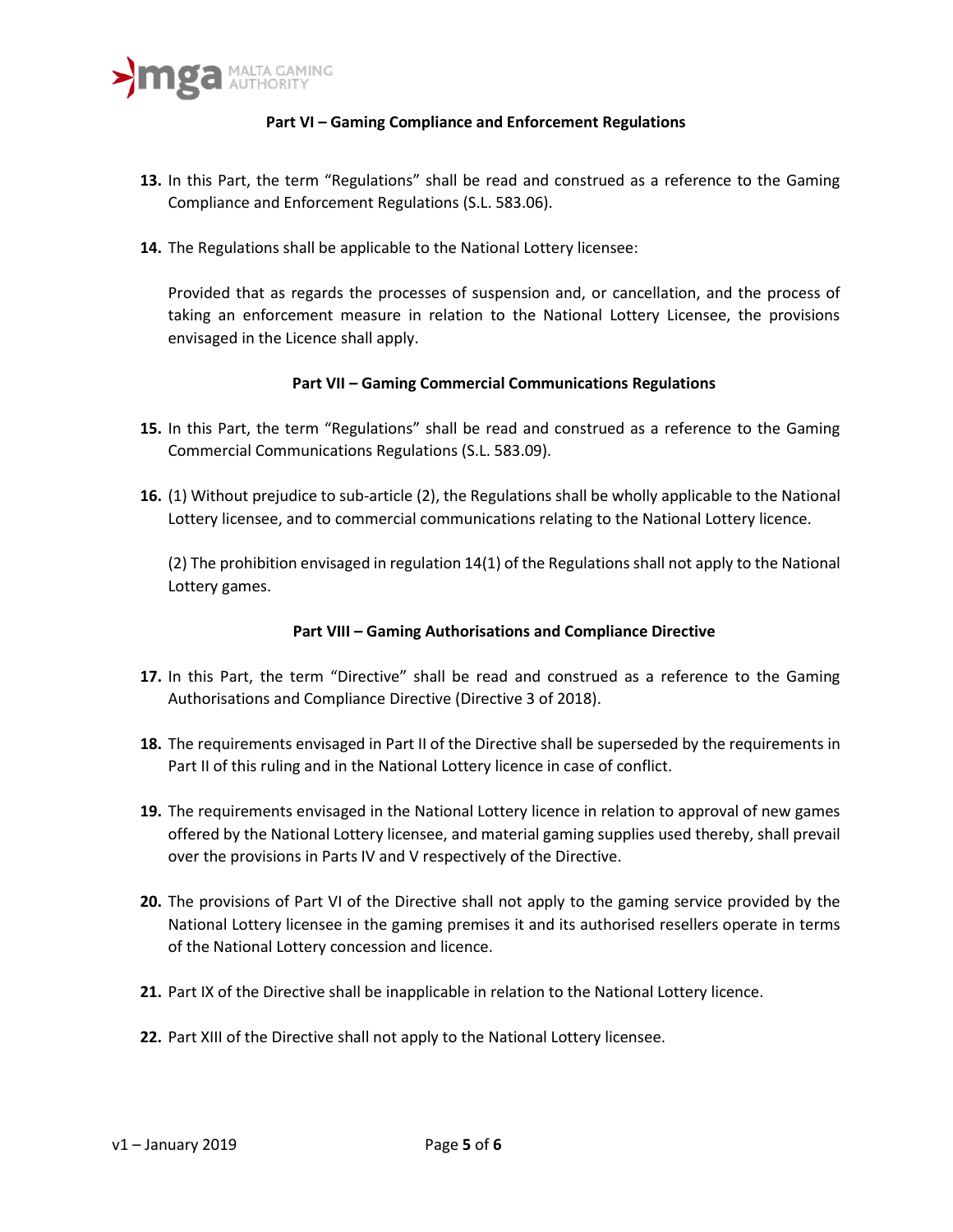## Part VI – Gaming Compliance and Enforcement Regulations

**13.** In this Part, the term "Regulations" shall be read and construed as a reference to the Gaming Compliance and Enforcement Regulations (S.L. 583.06).

**14.** The Regulations shall be applicable to the National Lottery licensee:

Provided that as regards the processes of suspension and, or cancellation, and the process of taking an enforcement measure in relation to the National Lottery Licensee, the provisions envisaged in the Licence shall apply.

## Part VII – Gaming Commercial Communications Regulations

**15.** In this Part, the term "Regulations" shall be read and construed as a reference to the Gaming Commercial Communications Regulations (S.L. 583.09).

**16.** (1) Without prejudice to sub-article (2), the Regulations shall be wholly applicable to the National Lottery licensee, and to commercial communications relating to the National Lottery licence.

(2) The prohibition envisaged in regulation 14(1) of the Regulations shall not apply to the National Lottery games.

## Part VIII – Gaming Authorisations and Compliance Directive

**17.** In this Part, the term "Directive" shall be read and construed as a reference to the Gaming Authorisations and Compliance Directive (Directive 3 of 2018).

**18.** The requirements envisaged in Part II of the Directive shall be superseded by the requirements in Part II of this ruling and in the National Lottery licence in case of conflict.

**19.** The requirements envisaged in the National Lottery licence in relation to approval of new games offered by the National Lottery licensee, and material gaming supplies used thereby, shall prevail over the provisions in Parts IV and V respectively of the Directive.

**20.** The provisions of Part VI of the Directive shall not apply to the gaming service provided by the National Lottery licensee in the gaming premises it and its authorised resellers operate in terms of the National Lottery concession and licence.

**21.** Part IX of the Directive shall be inapplicable in relation to the National Lottery licence.

**22.** Part XIII of the Directive shall not apply to the National Lottery licensee.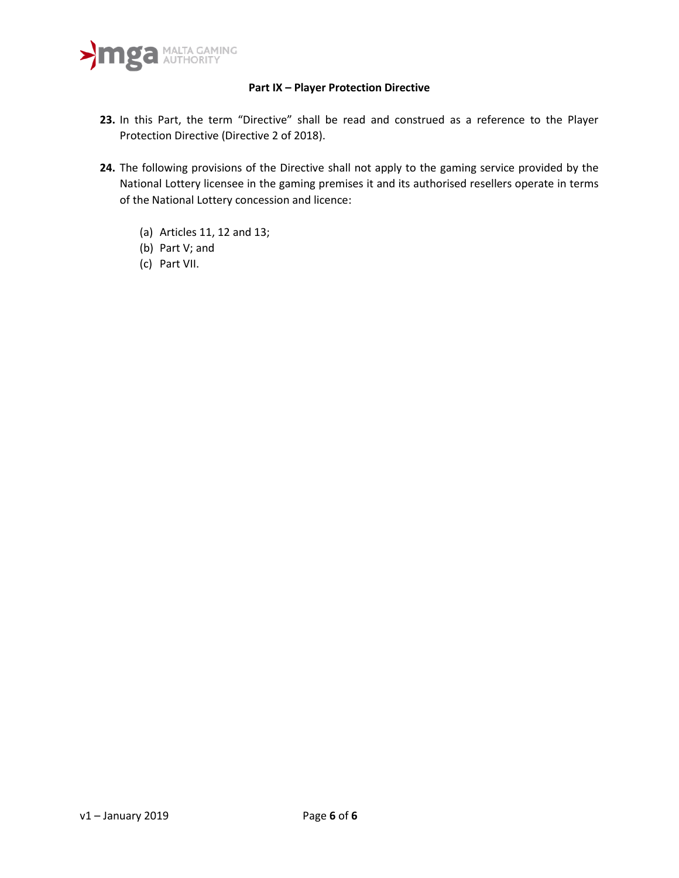### Part IX – Player Protection Directive

**23.** In this Part, the term "Directive" shall be read and construed as a reference to the Player Protection Directive (Directive 2 of 2018).

**24.** The following provisions of the Directive shall not apply to the gaming service provided by the National Lottery licensee in the gaming premises it and its authorised resellers operate in terms of the National Lottery concession and licence:

(a) Articles 11, 12 and 13;
(b) Part V; and
(c) Part VII.